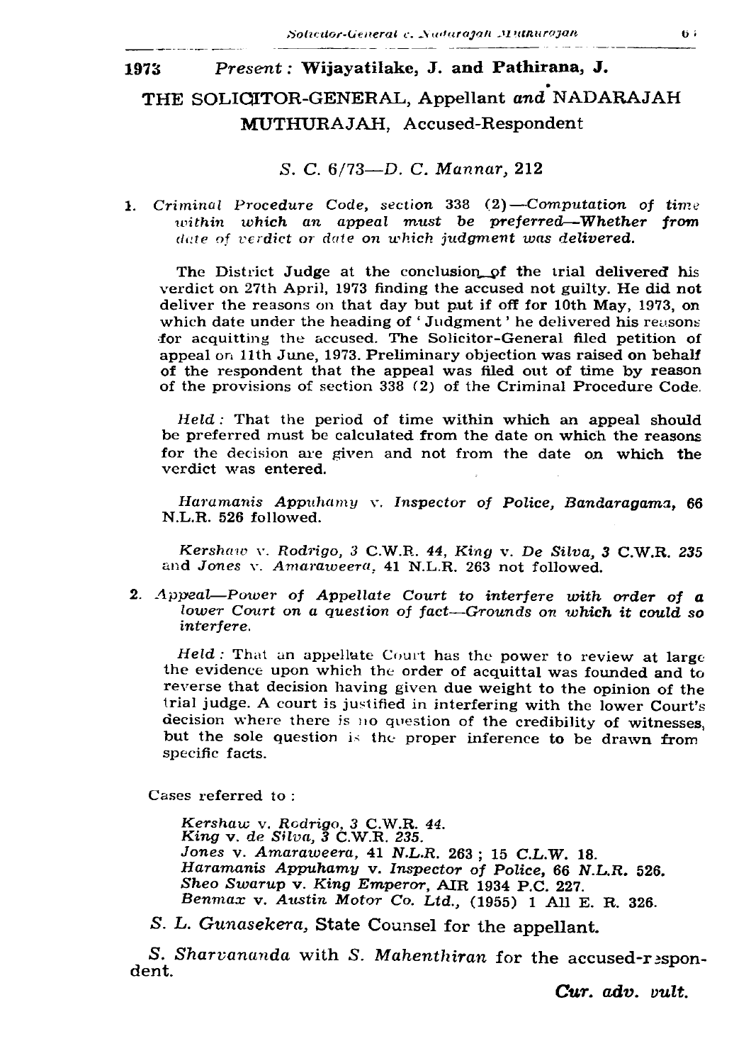**1973** *Present:* **Wijayatilake, J. and Pathirana, J.**

# THE SOLICITOR-GENERAL, Appellant *and* NADARAJAH MUTHURAJAH, Accused-Respondent

*S. C. 6/73—D. C. Mannar, 212*

1. *Criminal Procedure Code, section 338 (2)—Computation of time within which an appeal must be preferred—Whether from date of verdict or date on which judgment was delivered.*

The District Judge at the conclusion of the trial delivered his verdict on 27th April, 1973 finding the accused not guilty. He did not deliver the reasons on that day but put if off for 10th May, 1973, on which date under the heading of 'Judgment' he delivered his reasons for acquitting the accused. The Solicitor-General filed petition of appeal on 11th June, 1973. Preliminary objection was raised on behalf of the respondent that the appeal was filed out of time by reason of the provisions of section 338 (2) of the Criminal Procedure Code.

*Held:* That the period of time within which an appeal should be preferred must be calculated from the date on which the reasons for the decision are given and not from the date on which the verdict was entered.

*Haramanis Appuhamy v. Inspector of Police, Bandaragama,* 66 N.L.R. 526 followed.

*Kershaw v. Rodrigo, 3 C.W.R. 44, King v. De Silva, 3 C.W.R. 235* and *Jones v. Amaraweera,* 41 N.L.R. 263 not followed.

2. *Appeal—Power of Appellate Court to interfere with order of a lower Court on a question of fact—Grounds on which it could so interfere.*

*Held:* That an appellate Court has the power to review at large the evidence upon which the order of acquittal was founded and to reverse that decision having given due weight to the opinion of the trial judge. A court is justified in interfering with the lower Court's decision where there is no question of the credibility of witnesses, but the sole question is the proper inference to be drawn from specific facts.

Cases referred to:

*Kershaw* v. *Rodrigo,* 3 C.W.R. 44.
*King* v. *de Silva,* 3 C.W.R. 235.
*Jones* v. *Amaraweera,* 41 N.L.R. 263; 15 C.L.W. 18.
*Haramanis Appuhamy* v. *Inspector of Police,* 66 N.L.R. 526.
*Sheo Swarup* v. *King Emperor,* AIR 1934 P.C. 227.
*Benmax* v. *Austin Motor Co. Ltd.,* (1955) 1 All E. R. 326.

*S. L. Gunasekera,* State Counsel for the appellant.

*S. Sharvananda* with *S. Mahenthiran* for the accused-respondent.

***Cur. adv. vult.***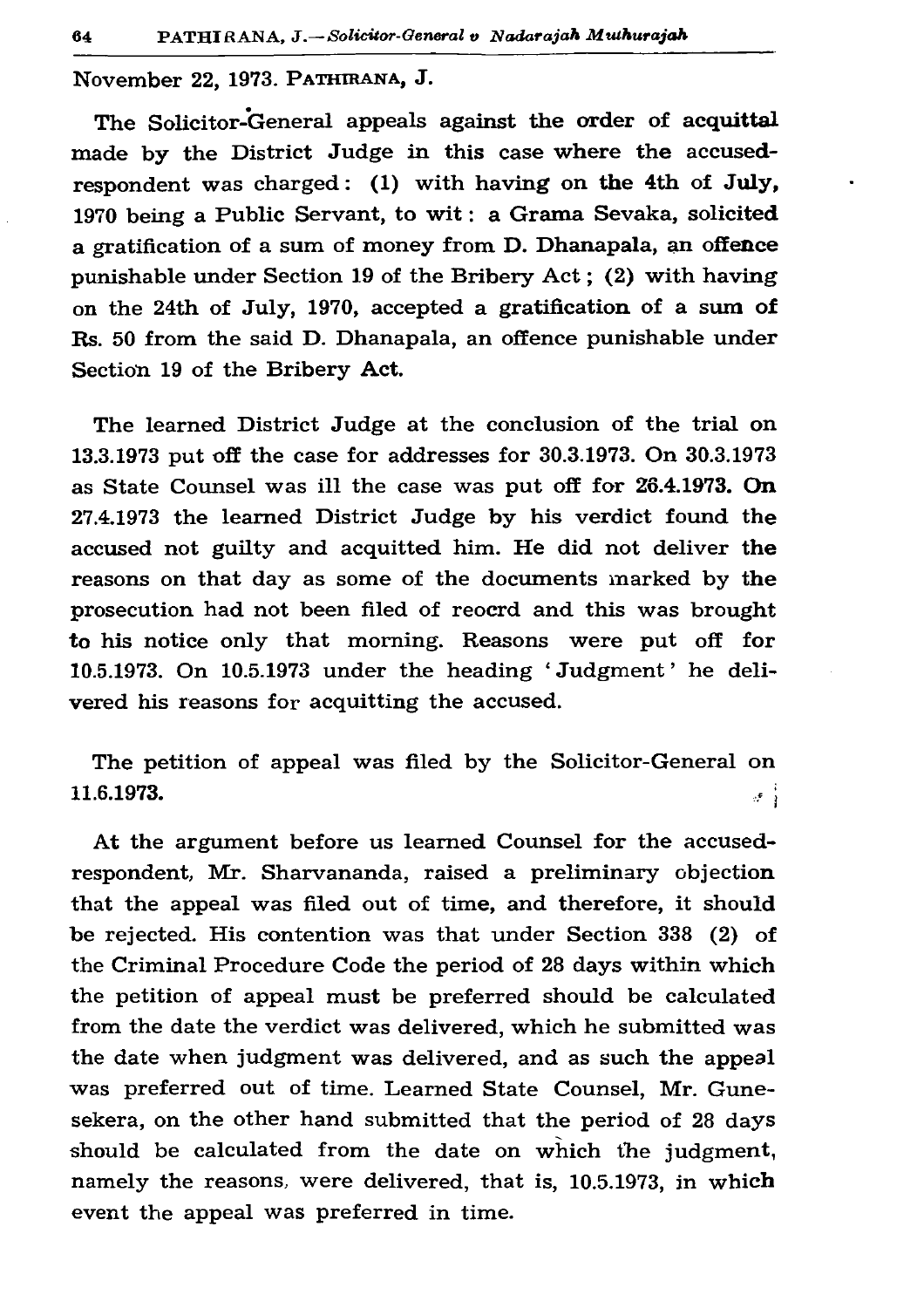November 22, 1973. PATHIRANA, J.

The Solicitor-General appeals against the order of acquittal made by the District Judge in this case where the accused-respondent was charged: (1) with having on the 4th of July, 1970 being a Public Servant, to wit: a Grama Sevaka, solicited a gratification of a sum of money from D. Dhanapala, an offence punishable under Section 19 of the Bribery Act; (2) with having on the 24th of July, 1970, accepted a gratification of a sum of Rs. 50 from the said D. Dhanapala, an offence punishable under Section 19 of the Bribery Act.

The learned District Judge at the conclusion of the trial on 13.3.1973 put off the case for addresses for 30.3.1973. On 30.3.1973 as State Counsel was ill the case was put off for 26.4.1973. On 27.4.1973 the learned District Judge by his verdict found the accused not guilty and acquitted him. He did not deliver the reasons on that day as some of the documents marked by the prosecution had not been filed of reocrd and this was brought to his notice only that morning. Reasons were put off for 10.5.1973. On 10.5.1973 under the heading 'Judgment' he delivered his reasons for acquitting the accused.

The petition of appeal was filed by the Solicitor-General on 11.6.1973.

At the argument before us learned Counsel for the accused-respondent, Mr. Sharvananda, raised a preliminary objection that the appeal was filed out of time, and therefore, it should be rejected. His contention was that under Section 338 (2) of the Criminal Procedure Code the period of 28 days within which the petition of appeal must be preferred should be calculated from the date the verdict was delivered, which he submitted was the date when judgment was delivered, and as such the appeal was preferred out of time. Learned State Counsel, Mr. Gunesekera, on the other hand submitted that the period of 28 days should be calculated from the date on which the judgment, namely the reasons, were delivered, that is, 10.5.1973, in which event the appeal was preferred in time.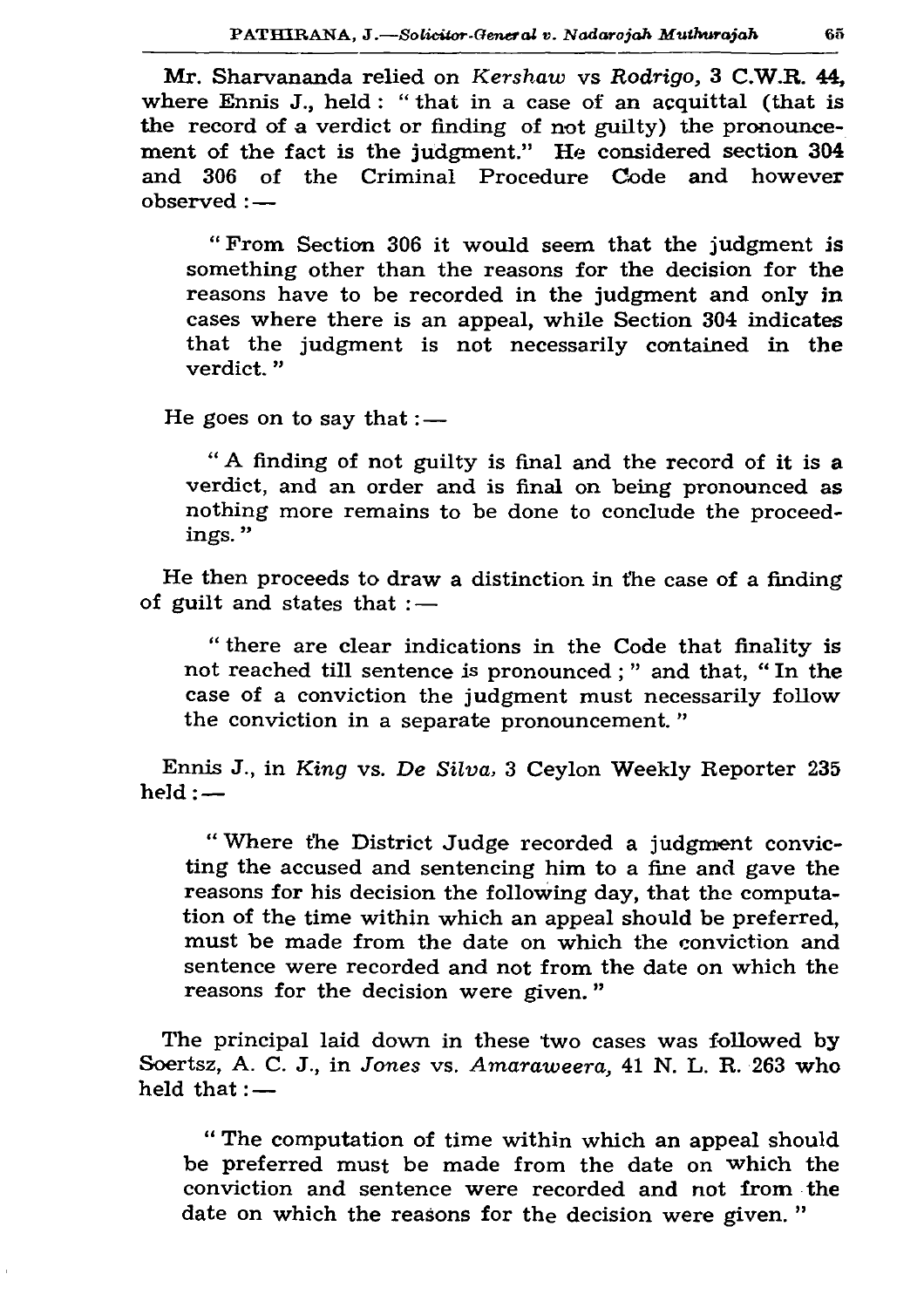Mr. Sharvananda relied on *Kershaw* vs *Rodrigo*, 3 C.W.R. 44, where Ennis J., held : "that in a case of an acquittal (that is the record of a verdict or finding of not guilty) the pronouncement of the fact is the judgment." He considered section 304 and 306 of the Criminal Procedure Code and however observed :—

> "From Section 306 it would seem that the judgment is something other than the reasons for the decision for the reasons have to be recorded in the judgment and only in cases where there is an appeal, while Section 304 indicates that the judgment is not necessarily contained in the verdict."

He goes on to say that :—

> "A finding of not guilty is final and the record of it is a verdict, and an order and is final on being pronounced as nothing more remains to be done to conclude the proceedings."

He then proceeds to draw a distinction in the case of a finding of guilt and states that :—

> "there are clear indications in the Code that finality is not reached till sentence is pronounced ;" and that, "In the case of a conviction the judgment must necessarily follow the conviction in a separate pronouncement."

Ennis J., in *King* vs. *De Silva*, 3 Ceylon Weekly Reporter 235 held :—

> "Where the District Judge recorded a judgment convicting the accused and sentencing him to a fine and gave the reasons for his decision the following day, that the computation of the time within which an appeal should be preferred, must be made from the date on which the conviction and sentence were recorded and not from the date on which the reasons for the decision were given."

The principal laid down in these two cases was followed by Soertsz, A. C. J., in *Jones* vs. *Amaraweera*, 41 N. L. R. 263 who held that :—

> "The computation of time within which an appeal should be preferred must be made from the date on which the conviction and sentence were recorded and not from the date on which the reasons for the decision were given."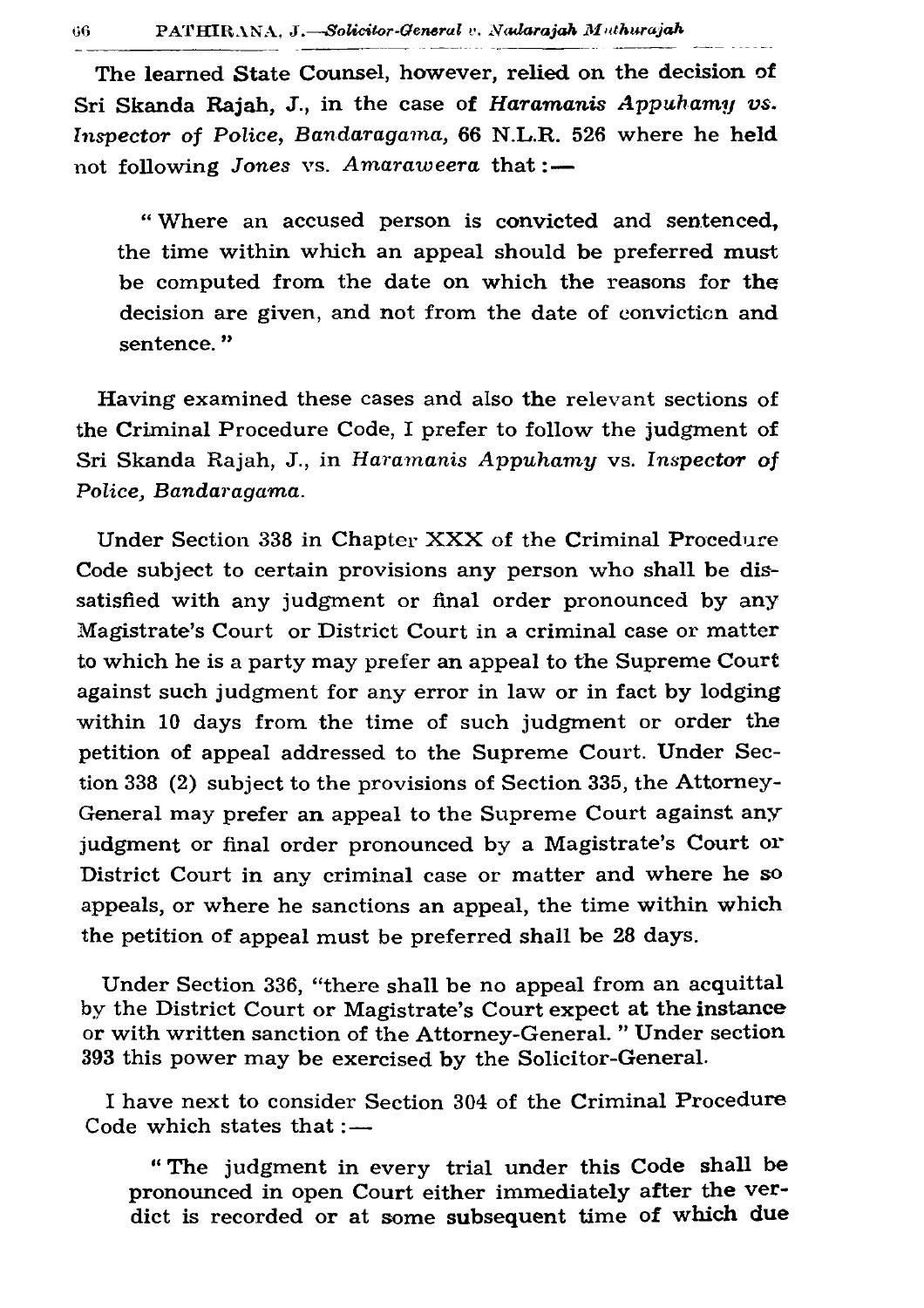The learned State Counsel, however, relied on the decision of Sri Skanda Rajah, J., in the case of *Haramanis Appuhamy vs. Inspector of Police, Bandaragama,* 66 N.L.R. 526 where he held not following *Jones* vs. *Amaraweera* that :—

> " Where an accused person is convicted and sentenced, the time within which an appeal should be preferred must be computed from the date on which the reasons for the decision are given, and not from the date of conviction and sentence. "

Having examined these cases and also the relevant sections of the Criminal Procedure Code, I prefer to follow the judgment of Sri Skanda Rajah, J., in *Haramanis Appuhamy* vs. *Inspector of Police, Bandaragama.*

Under Section 338 in Chapter XXX of the Criminal Procedure Code subject to certain provisions any person who shall be dissatisfied with any judgment or final order pronounced by any Magistrate's Court or District Court in a criminal case or matter to which he is a party may prefer an appeal to the Supreme Court against such judgment for any error in law or in fact by lodging within 10 days from the time of such judgment or order the petition of appeal addressed to the Supreme Court. Under Section 338 (2) subject to the provisions of Section 335, the Attorney-General may prefer an appeal to the Supreme Court against any judgment or final order pronounced by a Magistrate's Court or District Court in any criminal case or matter and where he so appeals, or where he sanctions an appeal, the time within which the petition of appeal must be preferred shall be 28 days.

Under Section 336, "there shall be no appeal from an acquittal by the District Court or Magistrate's Court expect at the instance or with written sanction of the Attorney-General. " Under section 393 this power may be exercised by the Solicitor-General.

I have next to consider Section 304 of the Criminal Procedure Code which states that :—

> " The judgment in every trial under this Code shall be pronounced in open Court either immediately after the verdict is recorded or at some subsequent time of which due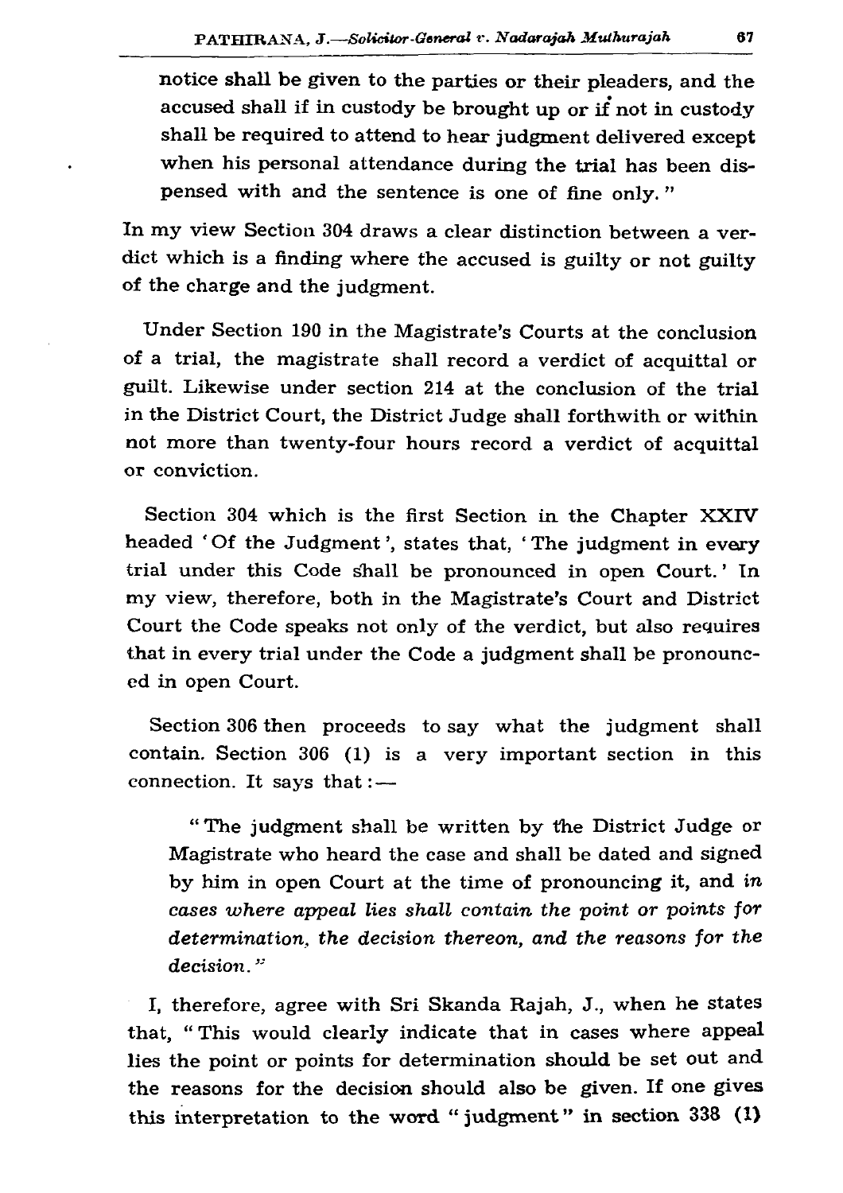notice shall be given to the parties or their pleaders, and the accused shall if in custody be brought up or if not in custody shall be required to attend to hear judgment delivered except when his personal attendance during the trial has been dispensed with and the sentence is one of fine only."

In my view Section 304 draws a clear distinction between a verdict which is a finding where the accused is guilty or not guilty of the charge and the judgment.

Under Section 190 in the Magistrate's Courts at the conclusion of a trial, the magistrate shall record a verdict of acquittal or guilt. Likewise under section 214 at the conclusion of the trial in the District Court, the District Judge shall forthwith or within not more than twenty-four hours record a verdict of acquittal or conviction.

Section 304 which is the first Section in the Chapter XXIV headed 'Of the Judgment', states that, 'The judgment in every trial under this Code shall be pronounced in open Court.' In my view, therefore, both in the Magistrate's Court and District Court the Code speaks not only of the verdict, but also requires that in every trial under the Code a judgment shall be pronounced in open Court.

Section 306 then proceeds to say what the judgment shall contain. Section 306 (1) is a very important section in this connection. It says that :—

> "The judgment shall be written by the District Judge or Magistrate who heard the case and shall be dated and signed by him in open Court at the time of pronouncing it, and *in cases where appeal lies shall contain the point or points for determination, the decision thereon, and the reasons for the decision.*"

I, therefore, agree with Sri Skanda Rajah, J., when he states that, "This would clearly indicate that in cases where appeal lies the point or points for determination should be set out and the reasons for the decision should also be given. If one gives this interpretation to the word "judgment" in section 338 (1)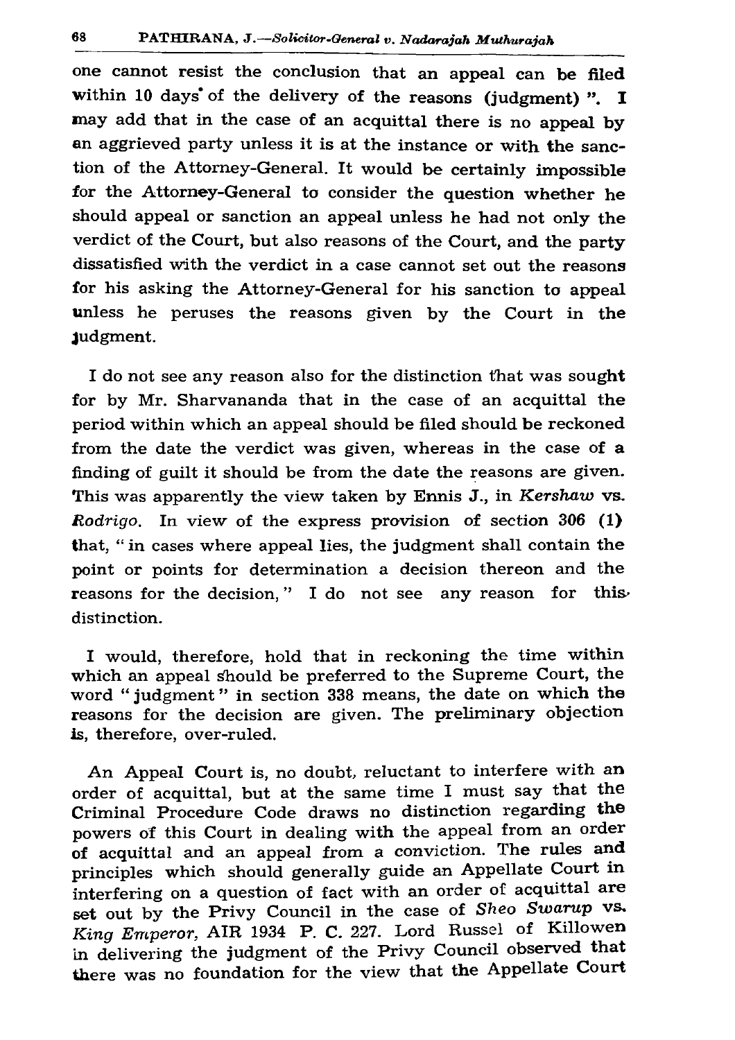one cannot resist the conclusion that an appeal can be filed within 10 days* of the delivery of the reasons (judgment) ". I may add that in the case of an acquittal there is no appeal by an aggrieved party unless it is at the instance or with the sanction of the Attorney-General. It would be certainly impossible for the Attorney-General to consider the question whether he should appeal or sanction an appeal unless he had not only the verdict of the Court, but also reasons of the Court, and the party dissatisfied with the verdict in a case cannot set out the reasons for his asking the Attorney-General for his sanction to appeal unless he peruses the reasons given by the Court in the judgment.

I do not see any reason also for the distinction that was sought for by Mr. Sharvananda that in the case of an acquittal the period within which an appeal should be filed should be reckoned from the date the verdict was given, whereas in the case of a finding of guilt it should be from the date the reasons are given. This was apparently the view taken by Ennis J., in *Kershaw* vs. *Rodrigo*. In view of the express provision of section 306 (1) that, " in cases where appeal lies, the judgment shall contain the point or points for determination a decision thereon and the reasons for the decision, " I do not see any reason for this distinction.

I would, therefore, hold that in reckoning the time within which an appeal should be preferred to the Supreme Court, the word " judgment " in section 338 means, the date on which the reasons for the decision are given. The preliminary objection is, therefore, over-ruled.

An Appeal Court is, no doubt, reluctant to interfere with an order of acquittal, but at the same time I must say that the Criminal Procedure Code draws no distinction regarding the powers of this Court in dealing with the appeal from an order of acquittal and an appeal from a conviction. The rules and principles which should generally guide an Appellate Court in interfering on a question of fact with an order of acquittal are set out by the Privy Council in the case of *Sheo Swarup* vs. *King Emperor*, AIR 1934 P. C. 227. Lord Russel of Killowen in delivering the judgment of the Privy Council observed that there was no foundation for the view that the Appellate Court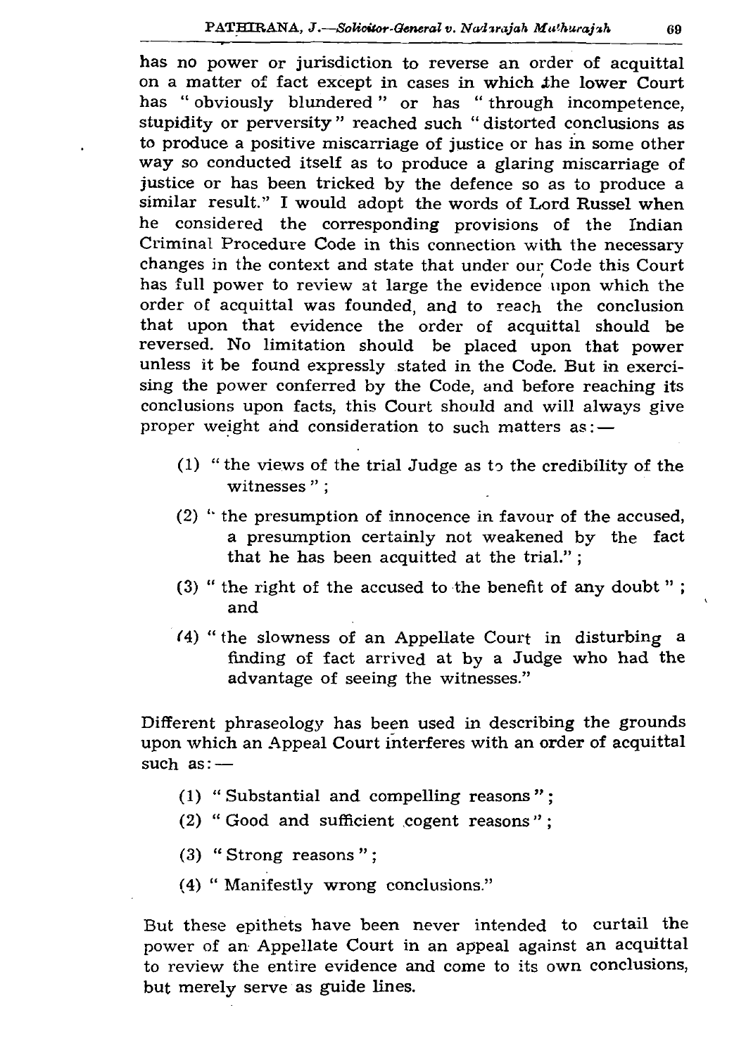has no power or jurisdiction to reverse an order of acquittal on a matter of fact except in cases in which the lower Court has " obviously blundered " or has " through incompetence, stupidity or perversity " reached such " distorted conclusions as to produce a positive miscarriage of justice or has in some other way so conducted itself as to produce a glaring miscarriage of justice or has been tricked by the defence so as to produce a similar result." I would adopt the words of Lord Russel when he considered the corresponding provisions of the Indian Criminal Procedure Code in this connection with the necessary changes in the context and state that under our Code this Court has full power to review at large the evidence upon which the order of acquittal was founded, and to reach the conclusion that upon that evidence the order of acquittal should be reversed. No limitation should be placed upon that power unless it be found expressly stated in the Code. But in exercising the power conferred by the Code, and before reaching its conclusions upon facts, this Court should and will always give proper weight and consideration to such matters as:—

(1) " the views of the trial Judge as to the credibility of the witnesses " ;

(2) " the presumption of innocence in favour of the accused, a presumption certainly not weakened by the fact that he has been acquitted at the trial." ;

(3) " the right of the accused to the benefit of any doubt " ; and

(4) " the slowness of an Appellate Court in disturbing a finding of fact arrived at by a Judge who had the advantage of seeing the witnesses."

Different phraseology has been used in describing the grounds upon which an Appeal Court interferes with an order of acquittal such as:—

(1) " Substantial and compelling reasons " ;

(2) " Good and sufficient cogent reasons " ;

(3) " Strong reasons " ;

(4) " Manifestly wrong conclusions."

But these epithets have been never intended to curtail the power of an Appellate Court in an appeal against an acquittal to review the entire evidence and come to its own conclusions, but merely serve as guide lines.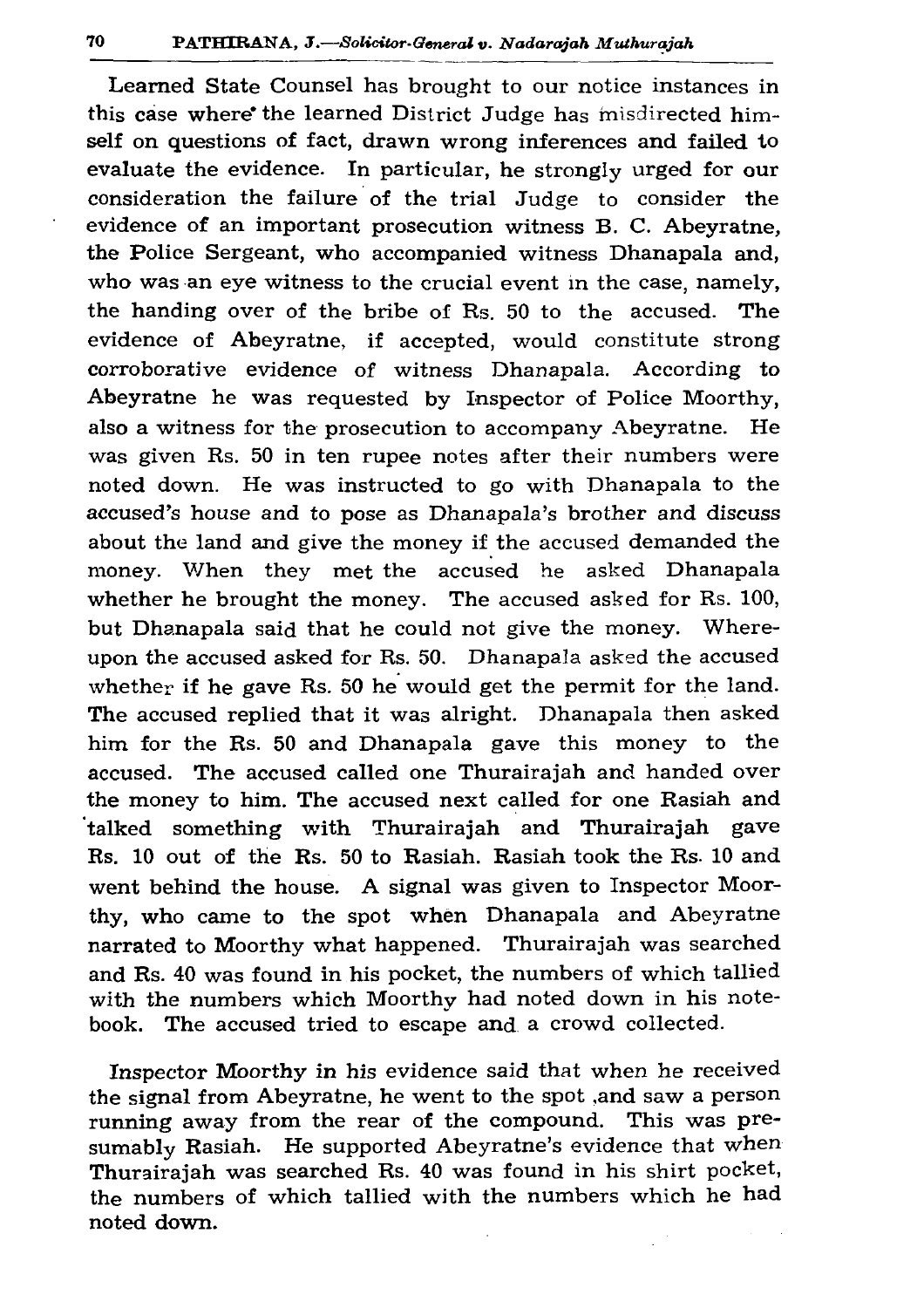Learned State Counsel has brought to our notice instances in this case where the learned District Judge has misdirected himself on questions of fact, drawn wrong inferences and failed to evaluate the evidence. In particular, he strongly urged for our consideration the failure of the trial Judge to consider the evidence of an important prosecution witness B. C. Abeyratne, the Police Sergeant, who accompanied witness Dhanapala and, who was an eye witness to the crucial event in the case, namely, the handing over of the bribe of Rs. 50 to the accused. The evidence of Abeyratne, if accepted, would constitute strong corroborative evidence of witness Dhanapala. According to Abeyratne he was requested by Inspector of Police Moorthy, also a witness for the prosecution to accompany Abeyratne. He was given Rs. 50 in ten rupee notes after their numbers were noted down. He was instructed to go with Dhanapala to the accused's house and to pose as Dhanapala's brother and discuss about the land and give the money if the accused demanded the money. When they met the accused he asked Dhanapala whether he brought the money. The accused asked for Rs. 100, but Dhanapala said that he could not give the money. Whereupon the accused asked for Rs. 50. Dhanapala asked the accused whether if he gave Rs. 50 he would get the permit for the land. The accused replied that it was alright. Dhanapala then asked him for the Rs. 50 and Dhanapala gave this money to the accused. The accused called one Thurairajah and handed over the money to him. The accused next called for one Rasiah and talked something with Thurairajah and Thurairajah gave Rs. 10 out of the Rs. 50 to Rasiah. Rasiah took the Rs. 10 and went behind the house. A signal was given to Inspector Moorthy, who came to the spot when Dhanapala and Abeyratne narrated to Moorthy what happened. Thurairajah was searched and Rs. 40 was found in his pocket, the numbers of which tallied with the numbers which Moorthy had noted down in his notebook. The accused tried to escape and a crowd collected.

Inspector Moorthy in his evidence said that when he received the signal from Abeyratne, he went to the spot ,and saw a person running away from the rear of the compound. This was presumably Rasiah. He supported Abeyratne's evidence that when Thurairajah was searched Rs. 40 was found in his shirt pocket, the numbers of which tallied with the numbers which he had noted down.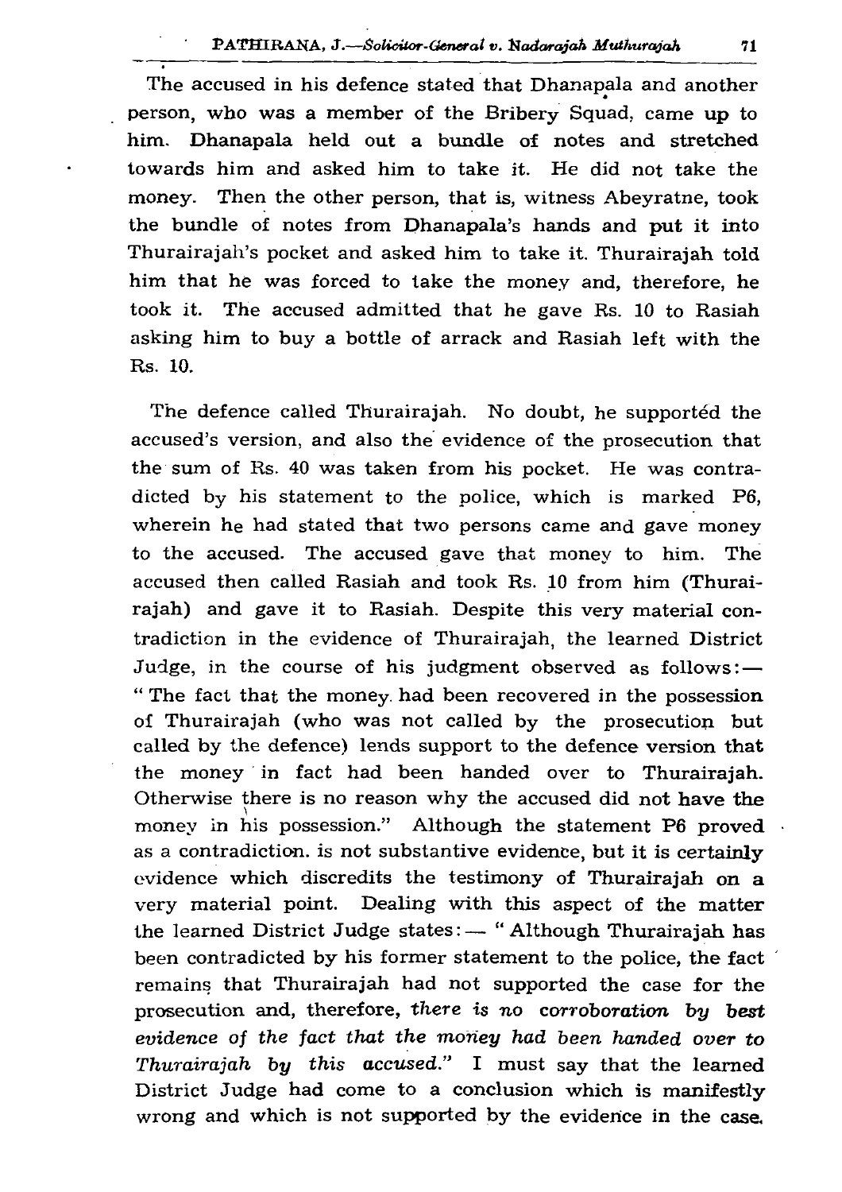The accused in his defence stated that Dhanapala and another person, who was a member of the Bribery Squad, came up to him. Dhanapala held out a bundle of notes and stretched towards him and asked him to take it. He did not take the money. Then the other person, that is, witness Abeyratne, took the bundle of notes from Dhanapala's hands and put it into Thurairajah's pocket and asked him to take it. Thurairajah told him that he was forced to take the money and, therefore, he took it. The accused admitted that he gave Rs. 10 to Rasiah asking him to buy a bottle of arrack and Rasiah left with the Rs. 10.

The defence called Thurairajah. No doubt, he supported the accused's version, and also the evidence of the prosecution that the sum of Rs. 40 was taken from his pocket. He was contradicted by his statement to the police, which is marked P6, wherein he had stated that two persons came and gave money to the accused. The accused gave that money to him. The accused then called Rasiah and took Rs. 10 from him (Thurairajah) and gave it to Rasiah. Despite this very material contradiction in the evidence of Thurairajah, the learned District Judge, in the course of his judgment observed as follows:— "The fact that the money had been recovered in the possession of Thurairajah (who was not called by the prosecution but called by the defence) lends support to the defence version that the money in fact had been handed over to Thurairajah. Otherwise there is no reason why the accused did not have the money in his possession." Although the statement P6 proved as a contradiction. is not substantive evidence, but it is certainly evidence which discredits the testimony of Thurairajah on a very material point. Dealing with this aspect of the matter the learned District Judge states:— "Although Thurairajah has been contradicted by his former statement to the police, the fact remains that Thurairajah had not supported the case for the prosecution and, therefore, *there is no corroboration by best evidence of the fact that the money had been handed over to Thurairajah by this accused.*" I must say that the learned District Judge had come to a conclusion which is manifestly wrong and which is not supported by the evidence in the case.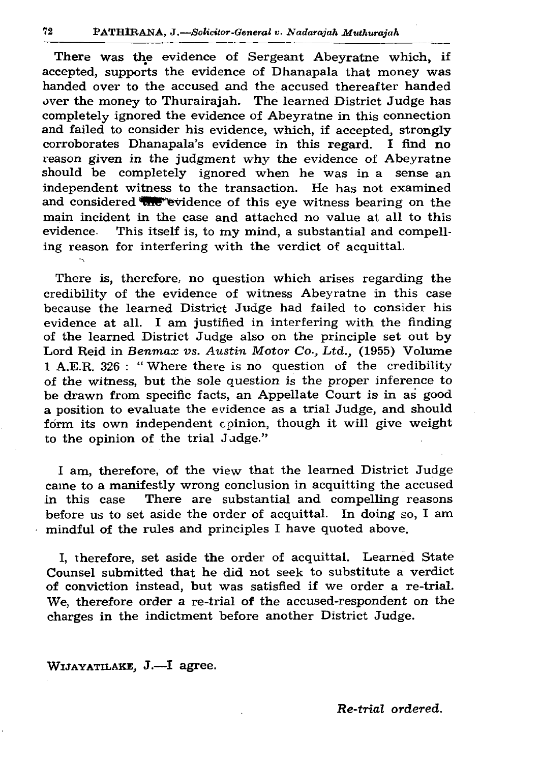There was the evidence of Sergeant Abeyratne which, if accepted, supports the evidence of Dhanapala that money was handed over to the accused and the accused thereafter handed over the money to Thurairajah. The learned District Judge has completely ignored the evidence of Abeyratne in this connection and failed to consider his evidence, which, if accepted, strongly corroborates Dhanapala's evidence in this regard. I find no reason given in the judgment why the evidence of Abeyratne should be completely ignored when he was in a sense an independent witness to the transaction. He has not examined and considered the evidence of this eye witness bearing on the main incident in the case and attached no value at all to this evidence. This itself is, to my mind, a substantial and compelling reason for interfering with the verdict of acquittal.

There is, therefore, no question which arises regarding the credibility of the evidence of witness Abeyratne in this case because the learned District Judge had failed to consider his evidence at all. I am justified in interfering with the finding of the learned District Judge also on the principle set out by Lord Reid in *Benmax vs. Austin Motor Co., Ltd.,* (1955) Volume 1 A.E.R. 326 : "Where there is no question of the credibility of the witness, but the sole question is the proper inference to be drawn from specific facts, an Appellate Court is in as good a position to evaluate the evidence as a trial Judge, and should form its own independent opinion, though it will give weight to the opinion of the trial Judge."

I am, therefore, of the view that the learned District Judge came to a manifestly wrong conclusion in acquitting the accused in this case There are substantial and compelling reasons before us to set aside the order of acquittal. In doing so, I am mindful of the rules and principles I have quoted above.

I, therefore, set aside the order of acquittal. Learned State Counsel submitted that he did not seek to substitute a verdict of conviction instead, but was satisfied if we order a re-trial. We, therefore order a re-trial of the accused-respondent on the charges in the indictment before another District Judge.

WIJAYATILAKE, J.—I agree.

*Re-trial ordered.*